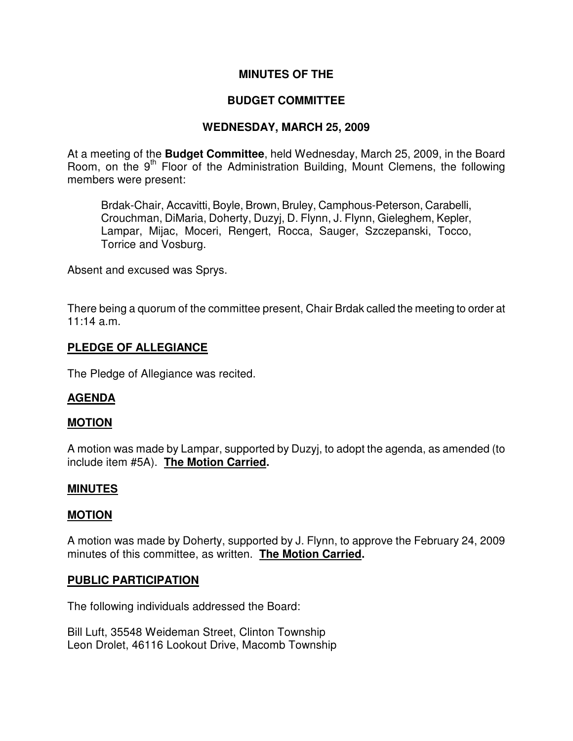# MINUTES OF THE

# BUDGET COMMITTEE

# WEDNESDAY, MARCH 25, 2009

At a meeting of the **Budget Committee**, held Wednesday, March 25, 2009, in the Board Room, on the 9th Floor of the Administration Building, Mount Clemens, the following members were present:

> Brdak-Chair, Accavitti, Boyle, Brown, Bruley, Camphous-Peterson, Carabelli, Crouchman, DiMaria, Doherty, Duzyj, D. Flynn, J. Flynn, Gieleghem, Kepler, Lampar, Mijac, Moceri, Rengert, Rocca, Sauger, Szczepanski, Tocco, Torrice and Vosburg.

Absent and excused was Sprys.

There being a quorum of the committee present, Chair Brdak called the meeting to order at 11:14 a.m.

## PLEDGE OF ALLEGIANCE

The Pledge of Allegiance was recited.

## AGENDA

## MOTION

A motion was made by Lampar, supported by Duzyj, to adopt the agenda, as amended (to include item #5A). **The Motion Carried.**

## MINUTES

## MOTION

A motion was made by Doherty, supported by J. Flynn, to approve the February 24, 2009 minutes of this committee, as written. **The Motion Carried.**

## PUBLIC PARTICIPATION

The following individuals addressed the Board:

Bill Luft, 35548 Weideman Street, Clinton Township
Leon Drolet, 46116 Lookout Drive, Macomb Township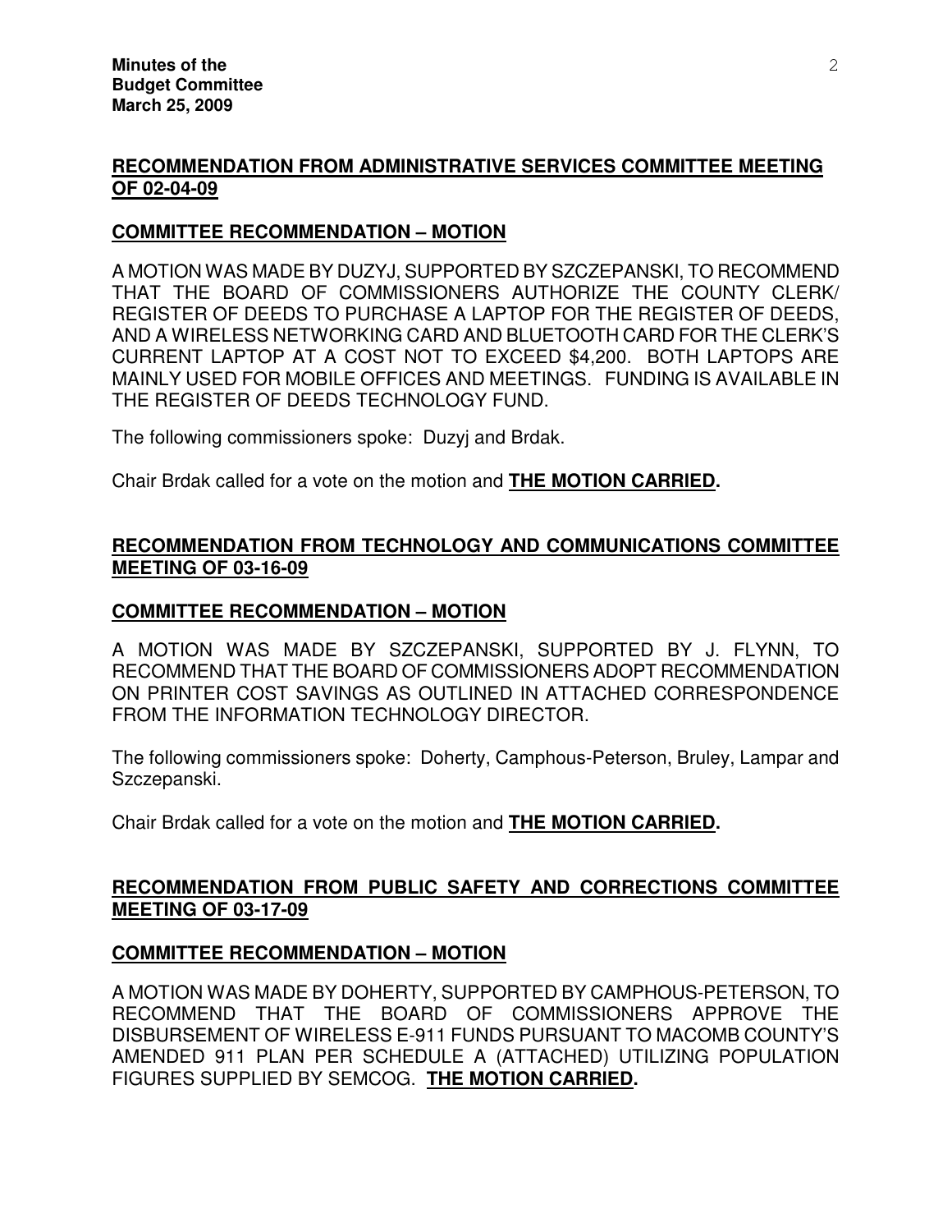## RECOMMENDATION FROM ADMINISTRATIVE SERVICES COMMITTEE MEETING OF 02-04-09

### COMMITTEE RECOMMENDATION – MOTION

A MOTION WAS MADE BY DUZYJ, SUPPORTED BY SZCZEPANSKI, TO RECOMMEND THAT THE BOARD OF COMMISSIONERS AUTHORIZE THE COUNTY CLERK/ REGISTER OF DEEDS TO PURCHASE A LAPTOP FOR THE REGISTER OF DEEDS, AND A WIRELESS NETWORKING CARD AND BLUETOOTH CARD FOR THE CLERK'S CURRENT LAPTOP AT A COST NOT TO EXCEED $4,200. BOTH LAPTOPS ARE MAINLY USED FOR MOBILE OFFICES AND MEETINGS. FUNDING IS AVAILABLE IN THE REGISTER OF DEEDS TECHNOLOGY FUND.

The following commissioners spoke: Duzyj and Brdak.

Chair Brdak called for a vote on the motion and **THE MOTION CARRIED.**

## RECOMMENDATION FROM TECHNOLOGY AND COMMUNICATIONS COMMITTEE MEETING OF 03-16-09

### COMMITTEE RECOMMENDATION – MOTION

A MOTION WAS MADE BY SZCZEPANSKI, SUPPORTED BY J. FLYNN, TO RECOMMEND THAT THE BOARD OF COMMISSIONERS ADOPT RECOMMENDATION ON PRINTER COST SAVINGS AS OUTLINED IN ATTACHED CORRESPONDENCE FROM THE INFORMATION TECHNOLOGY DIRECTOR.

The following commissioners spoke: Doherty, Camphous-Peterson, Bruley, Lampar and Szczepanski.

Chair Brdak called for a vote on the motion and **THE MOTION CARRIED.**

## RECOMMENDATION FROM PUBLIC SAFETY AND CORRECTIONS COMMITTEE MEETING OF 03-17-09

### COMMITTEE RECOMMENDATION – MOTION

A MOTION WAS MADE BY DOHERTY, SUPPORTED BY CAMPHOUS-PETERSON, TO RECOMMEND THAT THE BOARD OF COMMISSIONERS APPROVE THE DISBURSEMENT OF WIRELESS E-911 FUNDS PURSUANT TO MACOMB COUNTY'S AMENDED 911 PLAN PER SCHEDULE A (ATTACHED) UTILIZING POPULATION FIGURES SUPPLIED BY SEMCOG. **THE MOTION CARRIED.**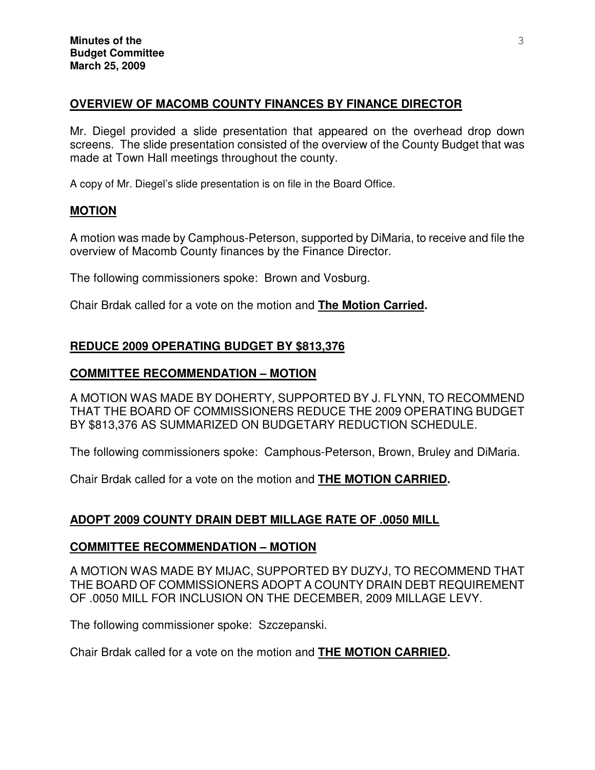**OVERVIEW OF MACOMB COUNTY FINANCES BY FINANCE DIRECTOR**

Mr. Diegel provided a slide presentation that appeared on the overhead drop down screens. The slide presentation consisted of the overview of the County Budget that was made at Town Hall meetings throughout the county.

A copy of Mr. Diegel's slide presentation is on file in the Board Office.

**MOTION**

A motion was made by Camphous-Peterson, supported by DiMaria, to receive and file the overview of Macomb County finances by the Finance Director.

The following commissioners spoke: Brown and Vosburg.

Chair Brdak called for a vote on the motion and **The Motion Carried.**

**REDUCE 2009 OPERATING BUDGET BY $813,376**

**COMMITTEE RECOMMENDATION – MOTION**

A MOTION WAS MADE BY DOHERTY, SUPPORTED BY J. FLYNN, TO RECOMMEND THAT THE BOARD OF COMMISSIONERS REDUCE THE 2009 OPERATING BUDGET BY $813,376 AS SUMMARIZED ON BUDGETARY REDUCTION SCHEDULE.

The following commissioners spoke: Camphous-Peterson, Brown, Bruley and DiMaria.

Chair Brdak called for a vote on the motion and **THE MOTION CARRIED.**

**ADOPT 2009 COUNTY DRAIN DEBT MILLAGE RATE OF .0050 MILL**

**COMMITTEE RECOMMENDATION – MOTION**

A MOTION WAS MADE BY MIJAC, SUPPORTED BY DUZYJ, TO RECOMMEND THAT THE BOARD OF COMMISSIONERS ADOPT A COUNTY DRAIN DEBT REQUIREMENT OF .0050 MILL FOR INCLUSION ON THE DECEMBER, 2009 MILLAGE LEVY.

The following commissioner spoke: Szczepanski.

Chair Brdak called for a vote on the motion and **THE MOTION CARRIED.**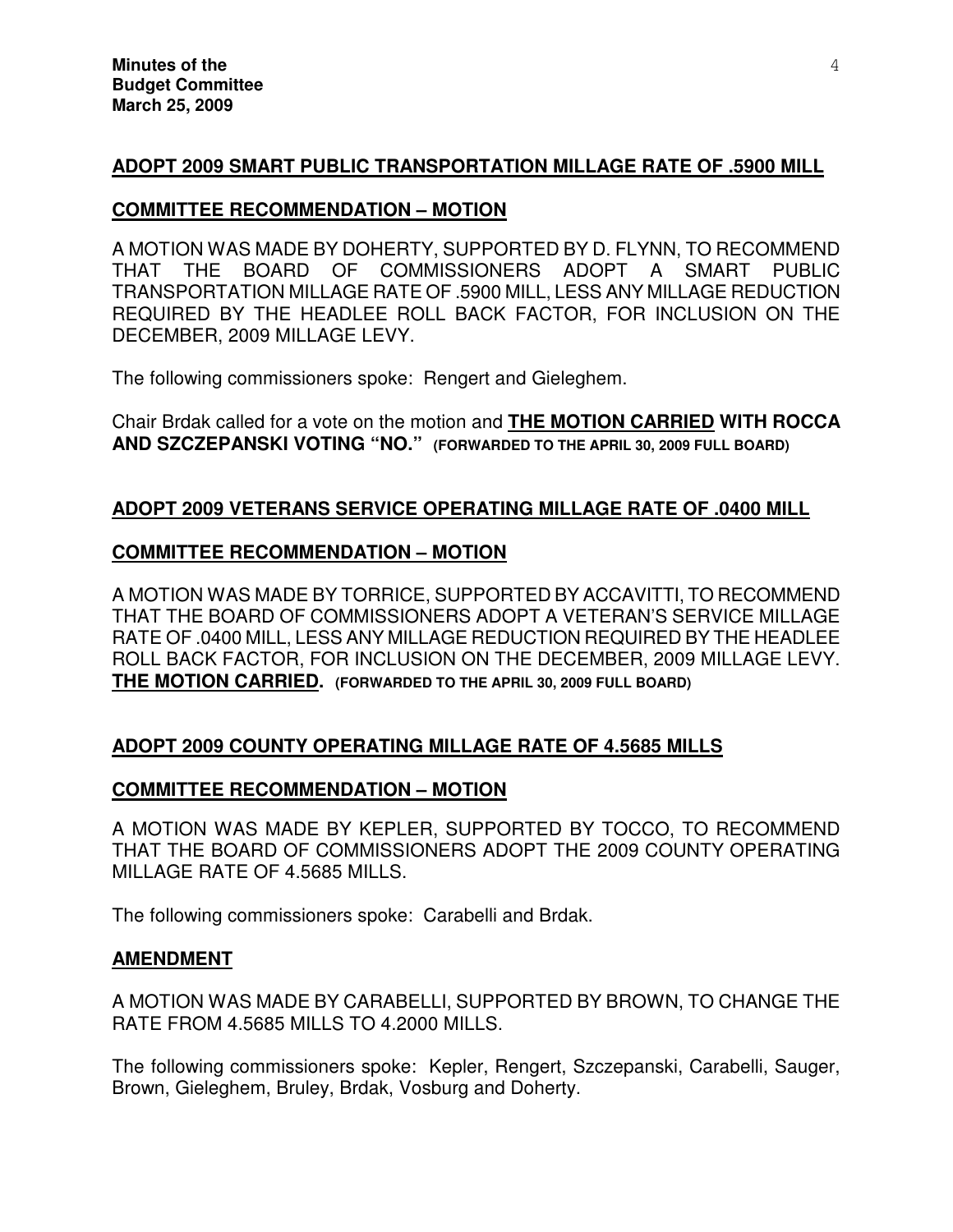## ADOPT 2009 SMART PUBLIC TRANSPORTATION MILLAGE RATE OF .5900 MILL

### COMMITTEE RECOMMENDATION – MOTION

A MOTION WAS MADE BY DOHERTY, SUPPORTED BY D. FLYNN, TO RECOMMEND THAT THE BOARD OF COMMISSIONERS ADOPT A SMART PUBLIC TRANSPORTATION MILLAGE RATE OF .5900 MILL, LESS ANY MILLAGE REDUCTION REQUIRED BY THE HEADLEE ROLL BACK FACTOR, FOR INCLUSION ON THE DECEMBER, 2009 MILLAGE LEVY.

The following commissioners spoke: Rengert and Gieleghem.

Chair Brdak called for a vote on the motion and **THE MOTION CARRIED WITH ROCCA AND SZCZEPANSKI VOTING "NO." (FORWARDED TO THE APRIL 30, 2009 FULL BOARD)**

## ADOPT 2009 VETERANS SERVICE OPERATING MILLAGE RATE OF .0400 MILL

### COMMITTEE RECOMMENDATION – MOTION

A MOTION WAS MADE BY TORRICE, SUPPORTED BY ACCAVITTI, TO RECOMMEND THAT THE BOARD OF COMMISSIONERS ADOPT A VETERAN'S SERVICE MILLAGE RATE OF .0400 MILL, LESS ANY MILLAGE REDUCTION REQUIRED BY THE HEADLEE ROLL BACK FACTOR, FOR INCLUSION ON THE DECEMBER, 2009 MILLAGE LEVY. **THE MOTION CARRIED. (FORWARDED TO THE APRIL 30, 2009 FULL BOARD)**

## ADOPT 2009 COUNTY OPERATING MILLAGE RATE OF 4.5685 MILLS

### COMMITTEE RECOMMENDATION – MOTION

A MOTION WAS MADE BY KEPLER, SUPPORTED BY TOCCO, TO RECOMMEND THAT THE BOARD OF COMMISSIONERS ADOPT THE 2009 COUNTY OPERATING MILLAGE RATE OF 4.5685 MILLS.

The following commissioners spoke: Carabelli and Brdak.

### AMENDMENT

A MOTION WAS MADE BY CARABELLI, SUPPORTED BY BROWN, TO CHANGE THE RATE FROM 4.5685 MILLS TO 4.2000 MILLS.

The following commissioners spoke: Kepler, Rengert, Szczepanski, Carabelli, Sauger, Brown, Gieleghem, Bruley, Brdak, Vosburg and Doherty.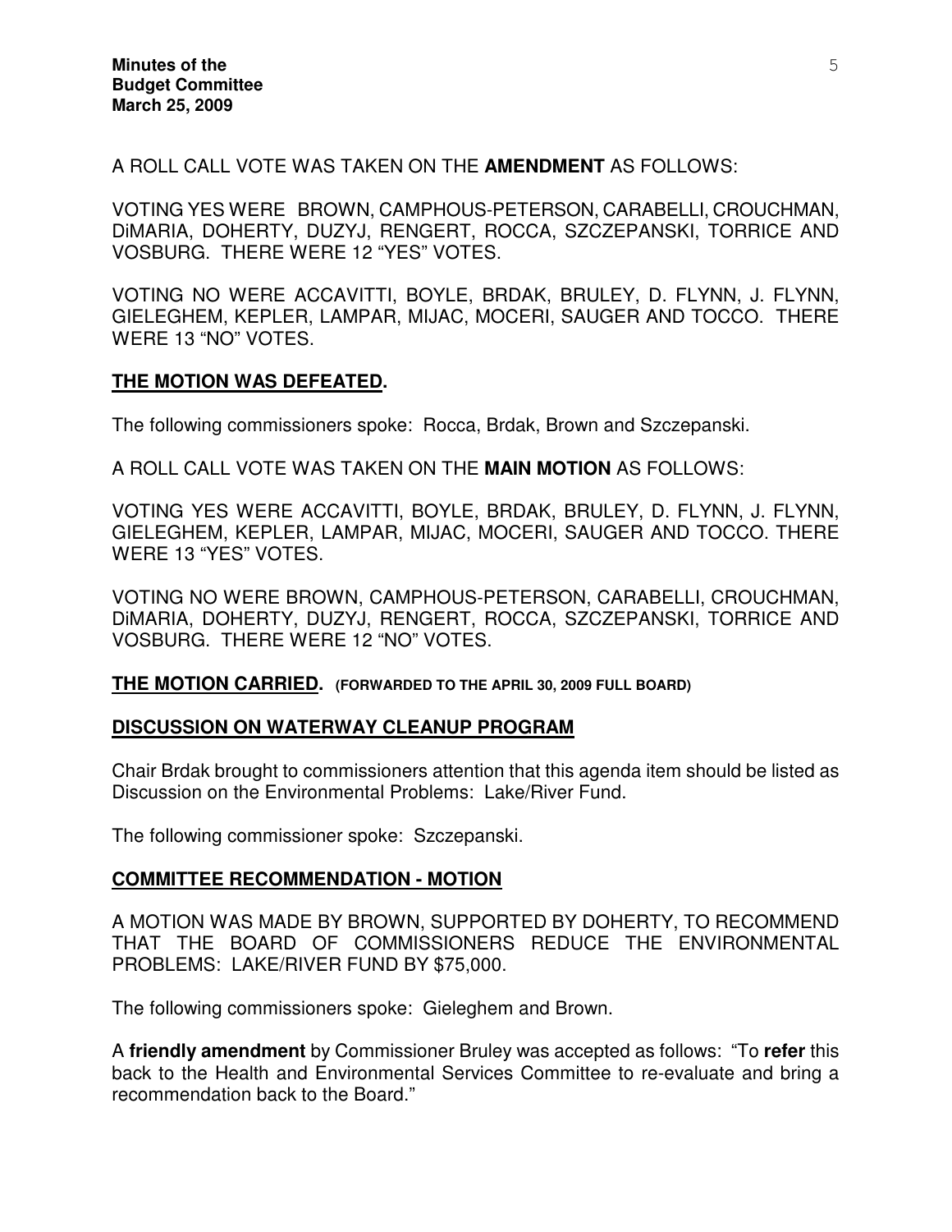A ROLL CALL VOTE WAS TAKEN ON THE **AMENDMENT** AS FOLLOWS:

VOTING YES WERE BROWN, CAMPHOUS-PETERSON, CARABELLI, CROUCHMAN, DiMARIA, DOHERTY, DUZYJ, RENGERT, ROCCA, SZCZEPANSKI, TORRICE AND VOSBURG. THERE WERE 12 "YES" VOTES.

VOTING NO WERE ACCAVITTI, BOYLE, BRDAK, BRULEY, D. FLYNN, J. FLYNN, GIELEGHEM, KEPLER, LAMPAR, MIJAC, MOCERI, SAUGER AND TOCCO. THERE WERE 13 "NO" VOTES.

**THE MOTION WAS DEFEATED.**

The following commissioners spoke: Rocca, Brdak, Brown and Szczepanski.

A ROLL CALL VOTE WAS TAKEN ON THE **MAIN MOTION** AS FOLLOWS:

VOTING YES WERE ACCAVITTI, BOYLE, BRDAK, BRULEY, D. FLYNN, J. FLYNN, GIELEGHEM, KEPLER, LAMPAR, MIJAC, MOCERI, SAUGER AND TOCCO. THERE WERE 13 "YES" VOTES.

VOTING NO WERE BROWN, CAMPHOUS-PETERSON, CARABELLI, CROUCHMAN, DiMARIA, DOHERTY, DUZYJ, RENGERT, ROCCA, SZCZEPANSKI, TORRICE AND VOSBURG. THERE WERE 12 "NO" VOTES.

**THE MOTION CARRIED.** **(FORWARDED TO THE APRIL 30, 2009 FULL BOARD)**

## DISCUSSION ON WATERWAY CLEANUP PROGRAM

Chair Brdak brought to commissioners attention that this agenda item should be listed as Discussion on the Environmental Problems: Lake/River Fund.

The following commissioner spoke: Szczepanski.

## COMMITTEE RECOMMENDATION - MOTION

A MOTION WAS MADE BY BROWN, SUPPORTED BY DOHERTY, TO RECOMMEND THAT THE BOARD OF COMMISSIONERS REDUCE THE ENVIRONMENTAL PROBLEMS: LAKE/RIVER FUND BY $75,000.

The following commissioners spoke: Gieleghem and Brown.

A **friendly amendment** by Commissioner Bruley was accepted as follows: "To **refer** this back to the Health and Environmental Services Committee to re-evaluate and bring a recommendation back to the Board."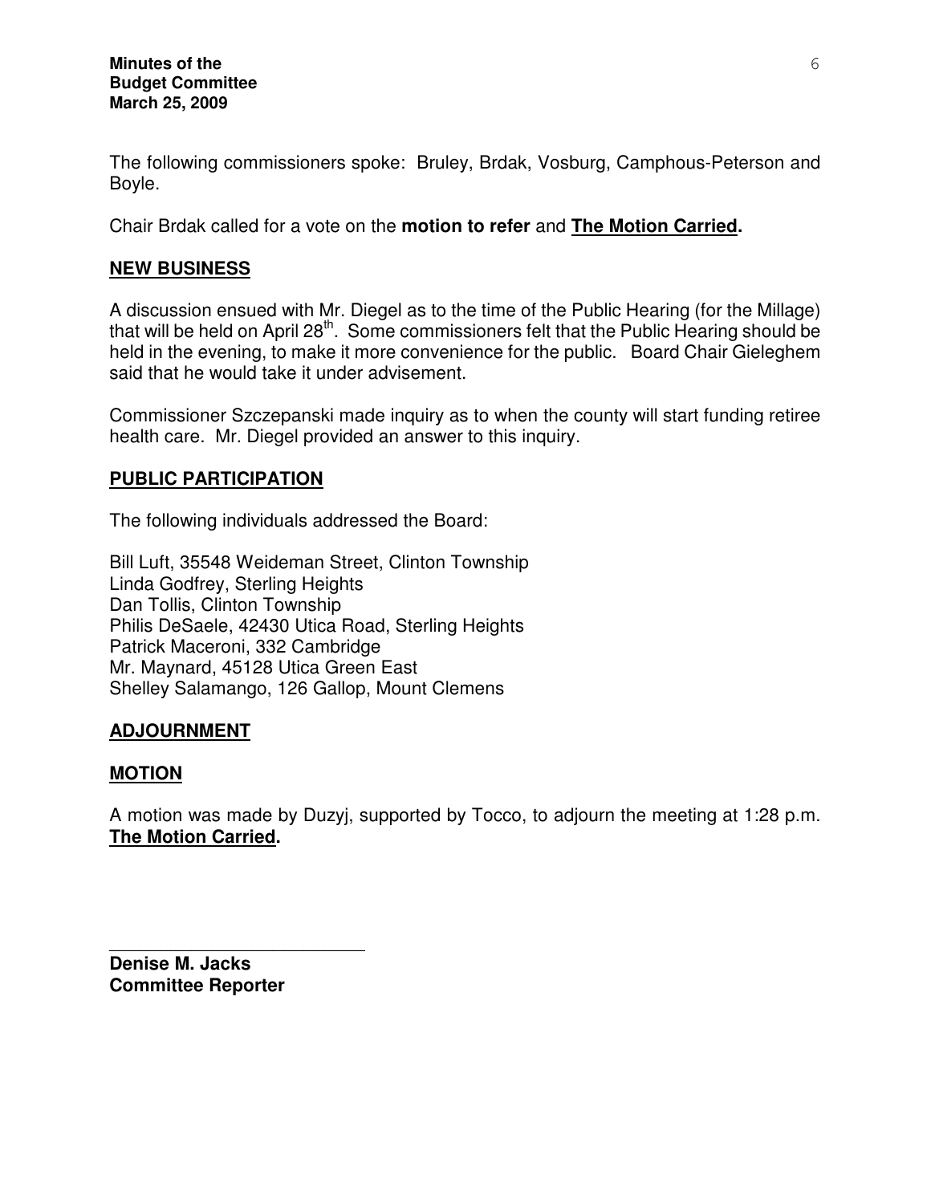The following commissioners spoke: Bruley, Brdak, Vosburg, Camphous-Peterson and Boyle.

Chair Brdak called for a vote on the **motion to refer** and **The Motion Carried.**

## NEW BUSINESS

A discussion ensued with Mr. Diegel as to the time of the Public Hearing (for the Millage) that will be held on April 28th. Some commissioners felt that the Public Hearing should be held in the evening, to make it more convenience for the public. Board Chair Gieleghem said that he would take it under advisement.

Commissioner Szczepanski made inquiry as to when the county will start funding retiree health care. Mr. Diegel provided an answer to this inquiry.

## PUBLIC PARTICIPATION

The following individuals addressed the Board:

Bill Luft, 35548 Weideman Street, Clinton Township
Linda Godfrey, Sterling Heights
Dan Tollis, Clinton Township
Philis DeSaele, 42430 Utica Road, Sterling Heights
Patrick Maceroni, 332 Cambridge
Mr. Maynard, 45128 Utica Green East
Shelley Salamango, 126 Gallop, Mount Clemens

## ADJOURNMENT

## MOTION

A motion was made by Duzyj, supported by Tocco, to adjourn the meeting at 1:28 p.m. **The Motion Carried.**

\_\_\_\_\_\_\_\_\_\_\_\_\_\_\_\_\_\_\_\_\_\_\_\_\_\_\_

**Denise M. Jacks**
**Committee Reporter**